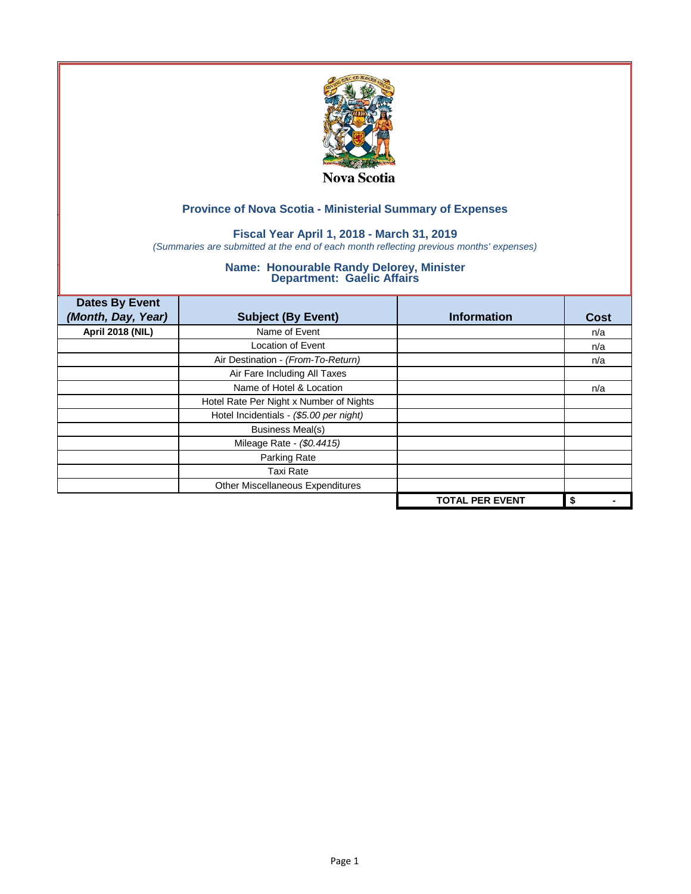Nova Scotia

## Province of Nova Scotia - Ministerial Summary of Expenses

### Fiscal Year April 1, 2018 - March 31, 2019

*(Summaries are submitted at the end of each month reflecting previous months' expenses)*

### Name: Honourable Randy Delorey, Minister
### Department: Gaelic Affairs

| Dates By Event *(Month, Day, Year)* | Subject (By Event) | Information | Cost |
|---|---|---|---|
| **April 2018 (NIL)** | Name of Event | | n/a |
| | Location of Event | | n/a |
| | Air Destination - *(From-To-Return)* | | n/a |
| | Air Fare Including All Taxes | | |
| | Name of Hotel & Location | | n/a |
| | Hotel Rate Per Night x Number of Nights | | |
| | Hotel Incidentials - *($5.00 per night)* | | |
| | Business Meal(s) | | |
| | Mileage Rate - *($0.4415)* | | |
| | Parking Rate | | |
| | Taxi Rate | | |
| | Other Miscellaneous Expenditures | | |
| | | **TOTAL PER EVENT** | **$ -** |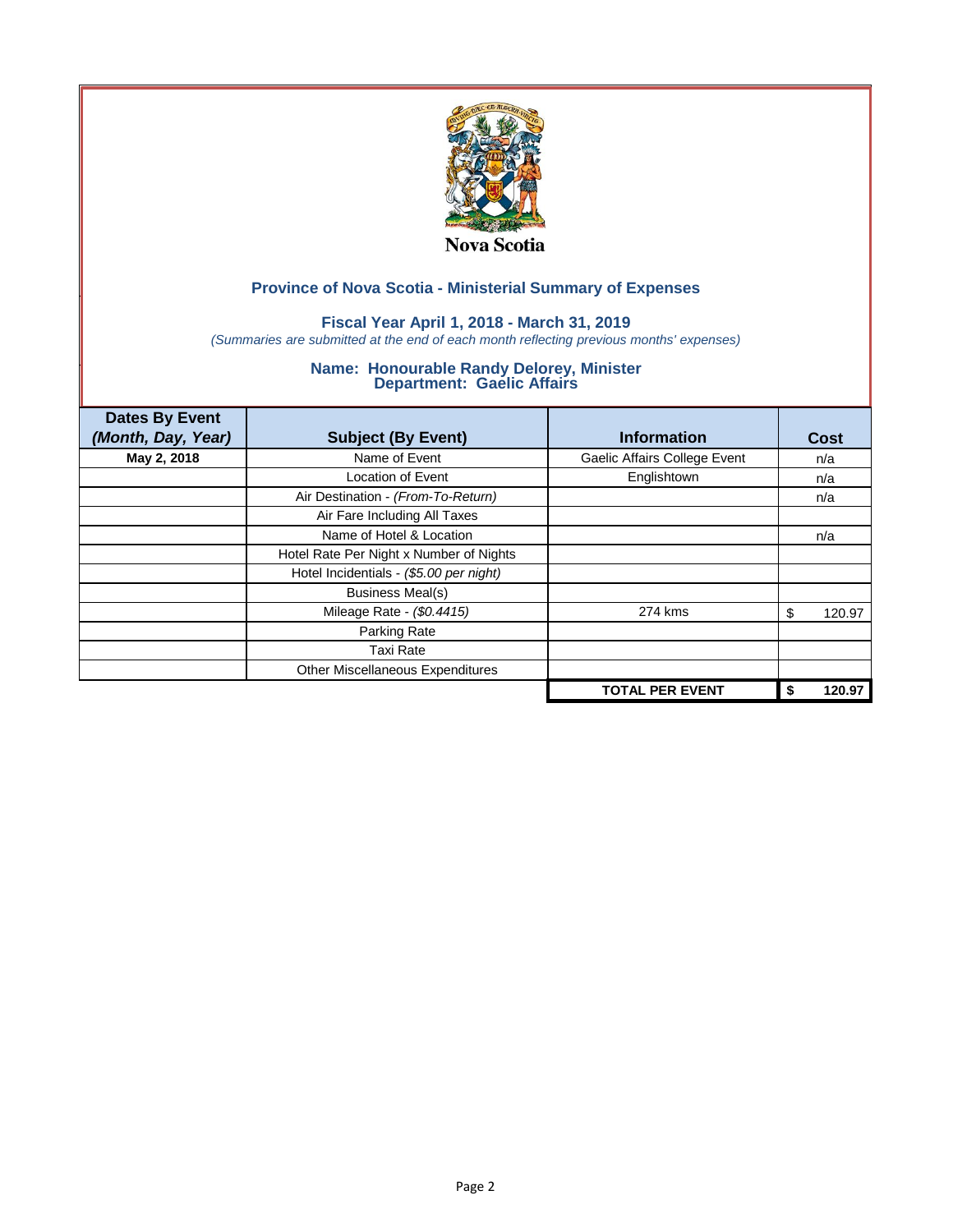Nova Scotia

## Province of Nova Scotia - Ministerial Summary of Expenses

### Fiscal Year April 1, 2018 - March 31, 2019

*(Summaries are submitted at the end of each month reflecting previous months' expenses)*

### Name: Honourable Randy Delorey, Minister
### Department: Gaelic Affairs

| Dates By Event *(Month, Day, Year)* | Subject (By Event) | Information | Cost |
|---|---|---|---|
| **May 2, 2018** | Name of Event | Gaelic Affairs College Event | n/a |
| | Location of Event | Englishtown | n/a |
| | Air Destination - *(From-To-Return)* | | n/a |
| | Air Fare Including All Taxes | | |
| | Name of Hotel & Location | | n/a |
| | Hotel Rate Per Night x Number of Nights | | |
| | Hotel Incidentials - *($5.00 per night)* | | |
| | Business Meal(s) | | |
| | Mileage Rate - *($0.4415)* | 274 kms | $ 120.97 |
| | Parking Rate | | |
| | Taxi Rate | | |
| | Other Miscellaneous Expenditures | | |
| | | **TOTAL PER EVENT** | **$ 120.97** |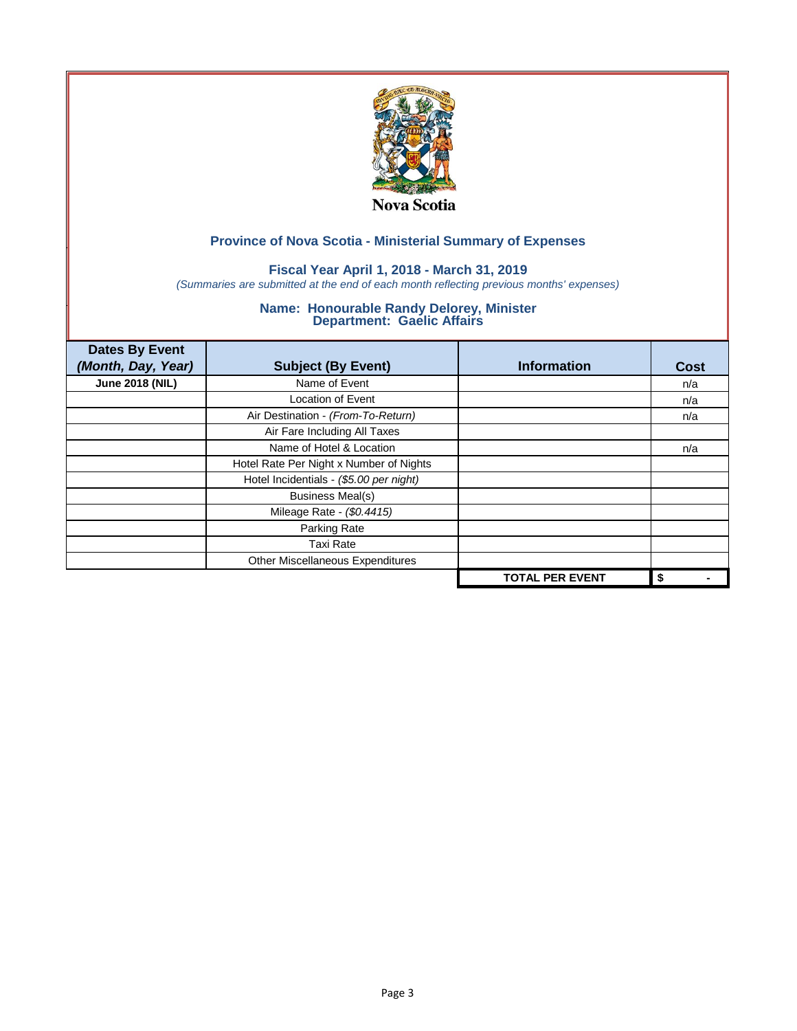Nova Scotia

## Province of Nova Scotia - Ministerial Summary of Expenses

### Fiscal Year April 1, 2018 - March 31, 2019

*(Summaries are submitted at the end of each month reflecting previous months' expenses)*

### Name: Honourable Randy Delorey, Minister
### Department: Gaelic Affairs

| Dates By Event *(Month, Day, Year)* | Subject (By Event) | Information | Cost |
|---|---|---|---|
| **June 2018 (NIL)** | Name of Event | | n/a |
| | Location of Event | | n/a |
| | Air Destination - *(From-To-Return)* | | n/a |
| | Air Fare Including All Taxes | | |
| | Name of Hotel & Location | | n/a |
| | Hotel Rate Per Night x Number of Nights | | |
| | Hotel Incidentials - *($5.00 per night)* | | |
| | Business Meal(s) | | |
| | Mileage Rate - *($0.4415)* | | |
| | Parking Rate | | |
| | Taxi Rate | | |
| | Other Miscellaneous Expenditures | | |
| | | **TOTAL PER EVENT** | **$ -** |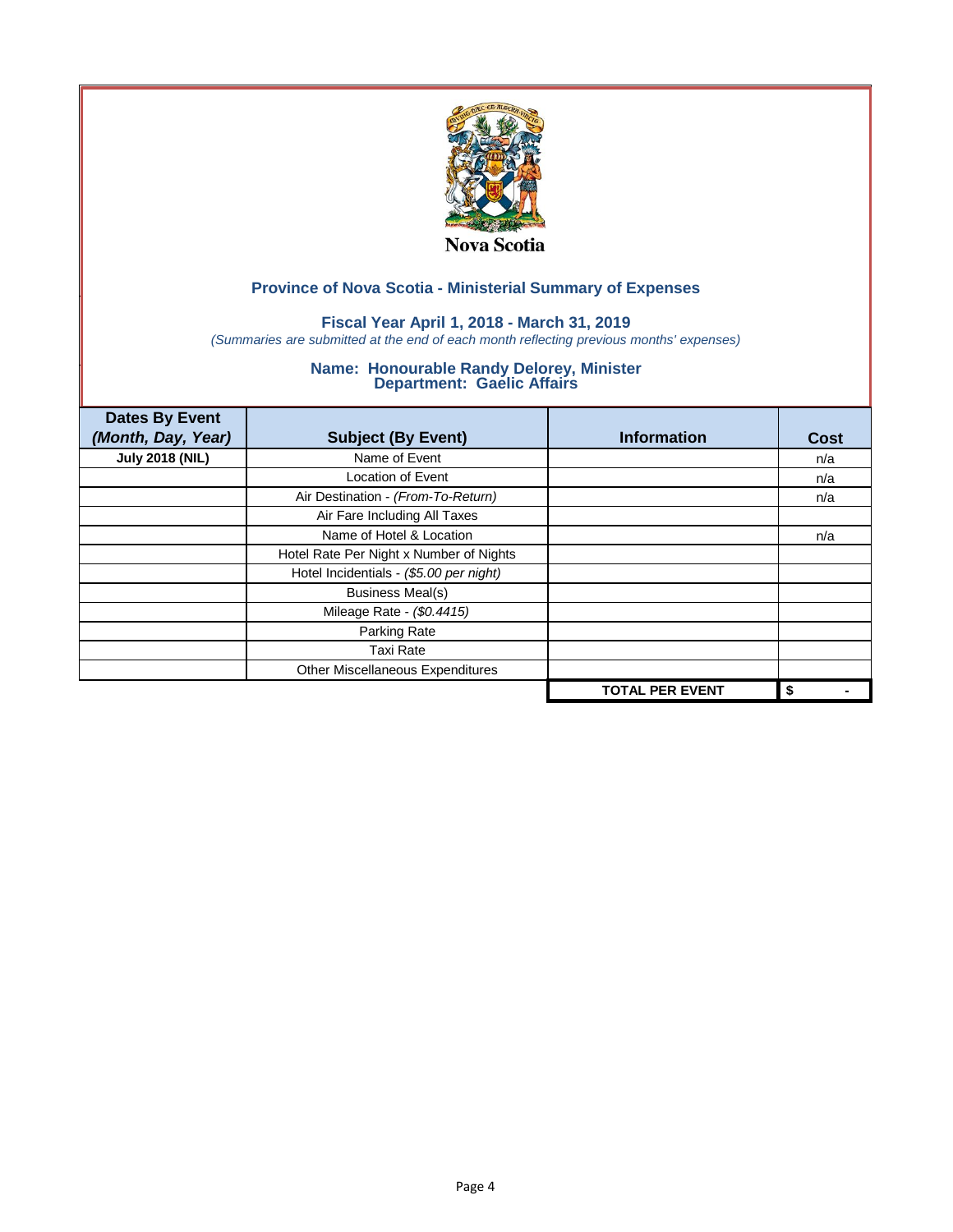Nova Scotia

## Province of Nova Scotia - Ministerial Summary of Expenses

### Fiscal Year April 1, 2018 - March 31, 2019

*(Summaries are submitted at the end of each month reflecting previous months' expenses)*

### Name: Honourable Randy Delorey, Minister
### Department: Gaelic Affairs

| Dates By Event *(Month, Day, Year)* | Subject (By Event) | Information | Cost |
|---|---|---|---|
| **July 2018 (NIL)** | Name of Event | | n/a |
| | Location of Event | | n/a |
| | Air Destination - *(From-To-Return)* | | n/a |
| | Air Fare Including All Taxes | | |
| | Name of Hotel & Location | | n/a |
| | Hotel Rate Per Night x Number of Nights | | |
| | Hotel Incidentials - *($5.00 per night)* | | |
| | Business Meal(s) | | |
| | Mileage Rate - *($0.4415)* | | |
| | Parking Rate | | |
| | Taxi Rate | | |
| | Other Miscellaneous Expenditures | | |
| | | **TOTAL PER EVENT** | **$ -** |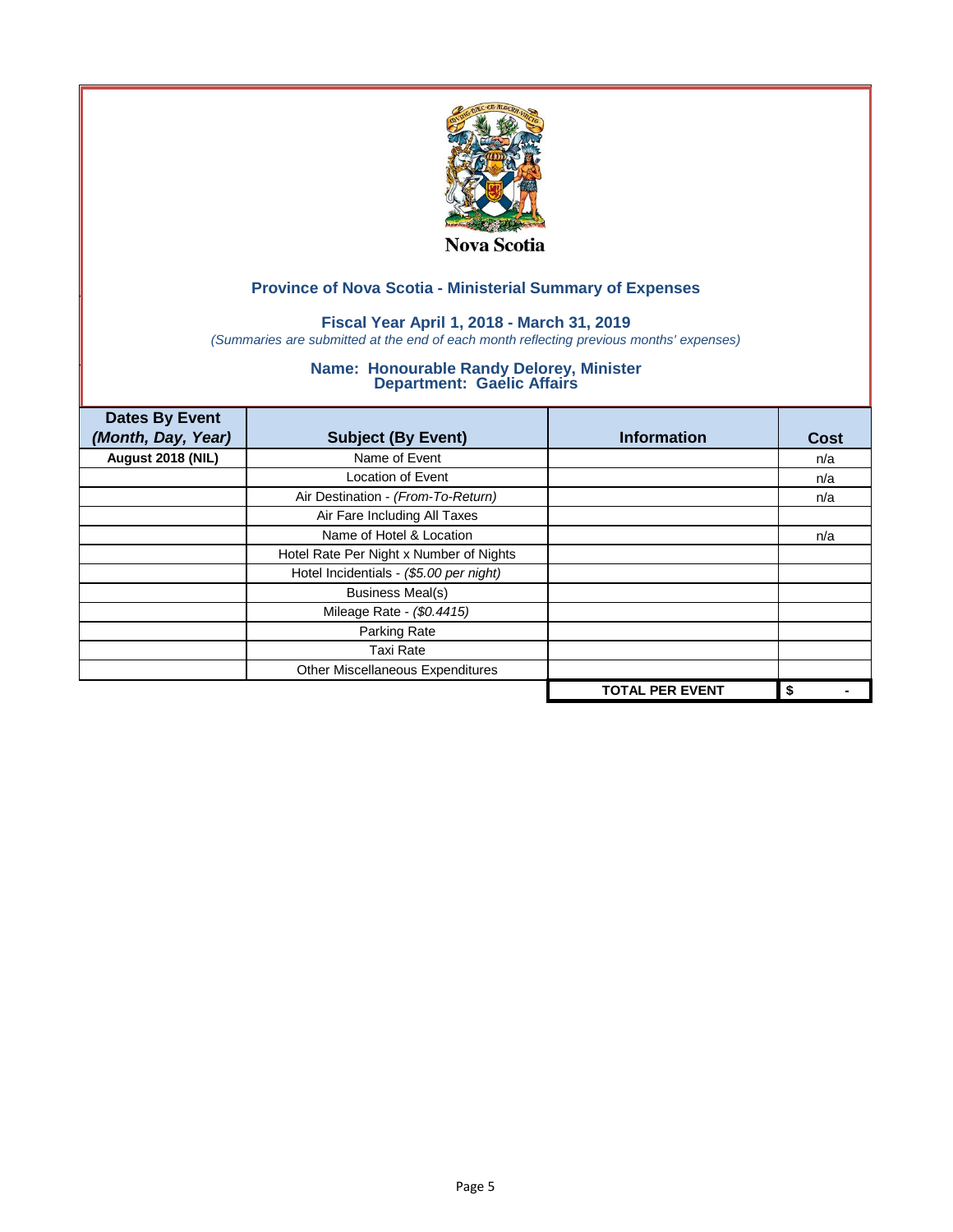Nova Scotia

## Province of Nova Scotia - Ministerial Summary of Expenses

### Fiscal Year April 1, 2018 - March 31, 2019

*(Summaries are submitted at the end of each month reflecting previous months' expenses)*

### Name: Honourable Randy Delorey, Minister
### Department: Gaelic Affairs

| Dates By Event *(Month, Day, Year)* | Subject (By Event) | Information | Cost |
|---|---|---|---|
| **August 2018 (NIL)** | Name of Event | | n/a |
| | Location of Event | | n/a |
| | Air Destination - *(From-To-Return)* | | n/a |
| | Air Fare Including All Taxes | | |
| | Name of Hotel & Location | | n/a |
| | Hotel Rate Per Night x Number of Nights | | |
| | Hotel Incidentials - *($5.00 per night)* | | |
| | Business Meal(s) | | |
| | Mileage Rate - *($0.4415)* | | |
| | Parking Rate | | |
| | Taxi Rate | | |
| | Other Miscellaneous Expenditures | | |
| | | **TOTAL PER EVENT** | **$ -** |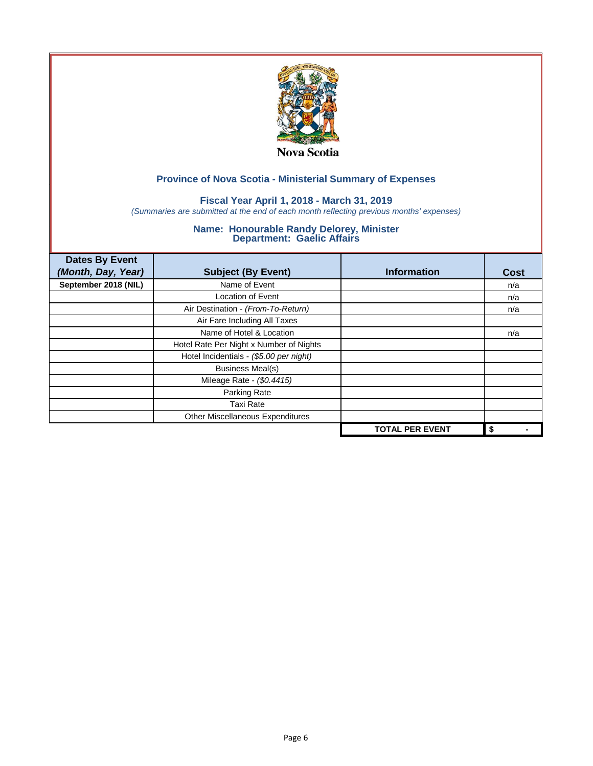Nova Scotia

## Province of Nova Scotia - Ministerial Summary of Expenses

### Fiscal Year April 1, 2018 - March 31, 2019

*(Summaries are submitted at the end of each month reflecting previous months' expenses)*

### Name: Honourable Randy Delorey, Minister
### Department: Gaelic Affairs

| Dates By Event *(Month, Day, Year)* | Subject (By Event) | Information | Cost |
|---|---|---|---|
| **September 2018 (NIL)** | Name of Event | | n/a |
| | Location of Event | | n/a |
| | Air Destination - *(From-To-Return)* | | n/a |
| | Air Fare Including All Taxes | | |
| | Name of Hotel & Location | | n/a |
| | Hotel Rate Per Night x Number of Nights | | |
| | Hotel Incidentials - *($5.00 per night)* | | |
| | Business Meal(s) | | |
| | Mileage Rate - *($0.4415)* | | |
| | Parking Rate | | |
| | Taxi Rate | | |
| | Other Miscellaneous Expenditures | | |
| | | **TOTAL PER EVENT** | **$ -** |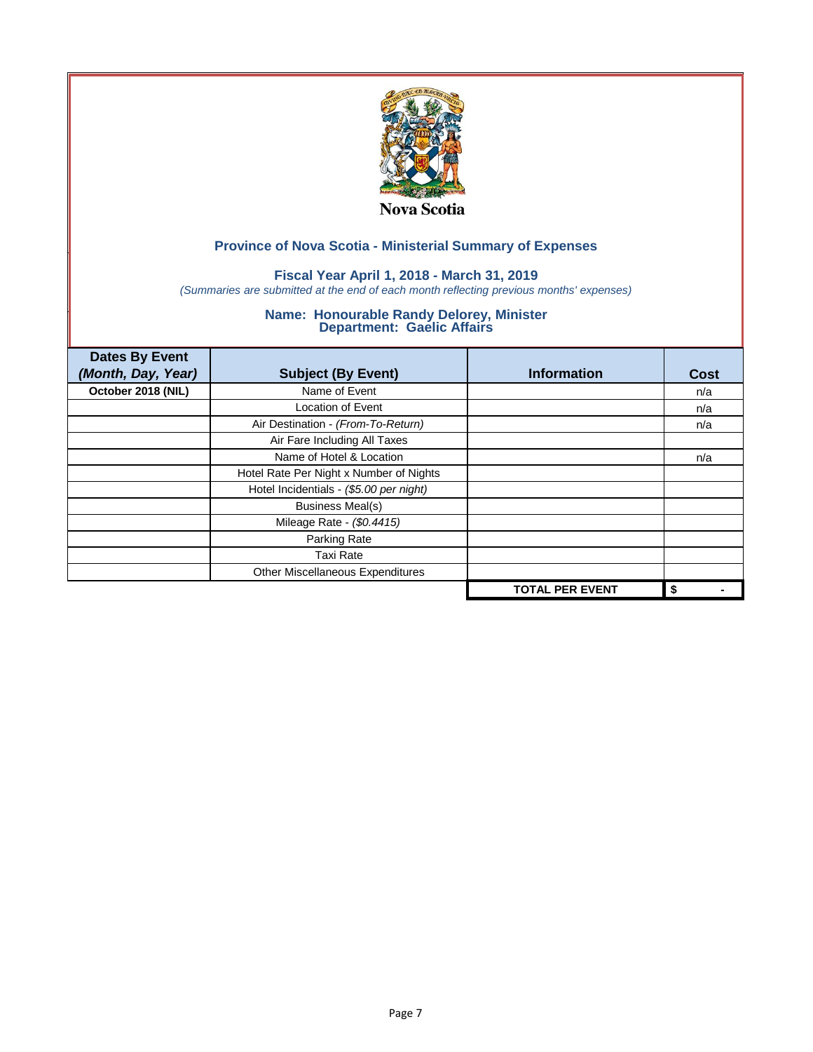Nova Scotia

## Province of Nova Scotia - Ministerial Summary of Expenses

### Fiscal Year April 1, 2018 - March 31, 2019

*(Summaries are submitted at the end of each month reflecting previous months' expenses)*

### Name: Honourable Randy Delorey, Minister
### Department: Gaelic Affairs

| Dates By Event *(Month, Day, Year)* | Subject (By Event) | Information | Cost |
|---|---|---|---|
| **October 2018 (NIL)** | Name of Event | | n/a |
| | Location of Event | | n/a |
| | Air Destination - *(From-To-Return)* | | n/a |
| | Air Fare Including All Taxes | | |
| | Name of Hotel & Location | | n/a |
| | Hotel Rate Per Night x Number of Nights | | |
| | Hotel Incidentials - *($5.00 per night)* | | |
| | Business Meal(s) | | |
| | Mileage Rate - *($0.4415)* | | |
| | Parking Rate | | |
| | Taxi Rate | | |
| | Other Miscellaneous Expenditures | | |
| | | **TOTAL PER EVENT** | **$ -** |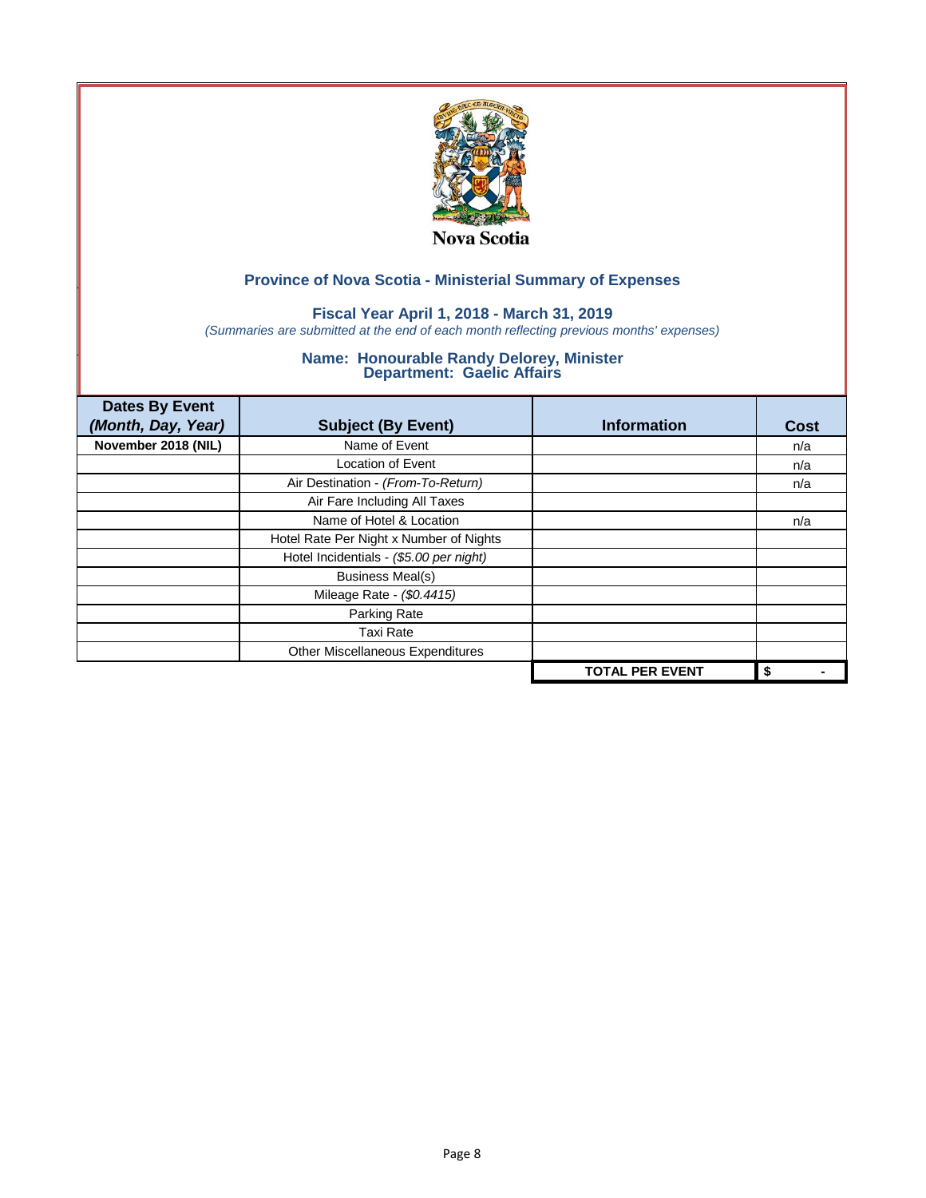Nova Scotia

## Province of Nova Scotia - Ministerial Summary of Expenses

### Fiscal Year April 1, 2018 - March 31, 2019

*(Summaries are submitted at the end of each month reflecting previous months' expenses)*

### Name: Honourable Randy Delorey, Minister
### Department: Gaelic Affairs

| Dates By Event *(Month, Day, Year)* | Subject (By Event) | Information | Cost |
|---|---|---|---|
| **November 2018 (NIL)** | Name of Event | | n/a |
| | Location of Event | | n/a |
| | Air Destination - *(From-To-Return)* | | n/a |
| | Air Fare Including All Taxes | | |
| | Name of Hotel & Location | | n/a |
| | Hotel Rate Per Night x Number of Nights | | |
| | Hotel Incidentials - *($5.00 per night)* | | |
| | Business Meal(s) | | |
| | Mileage Rate - *($0.4415)* | | |
| | Parking Rate | | |
| | Taxi Rate | | |
| | Other Miscellaneous Expenditures | | |
| | | **TOTAL PER EVENT** | **$ -** |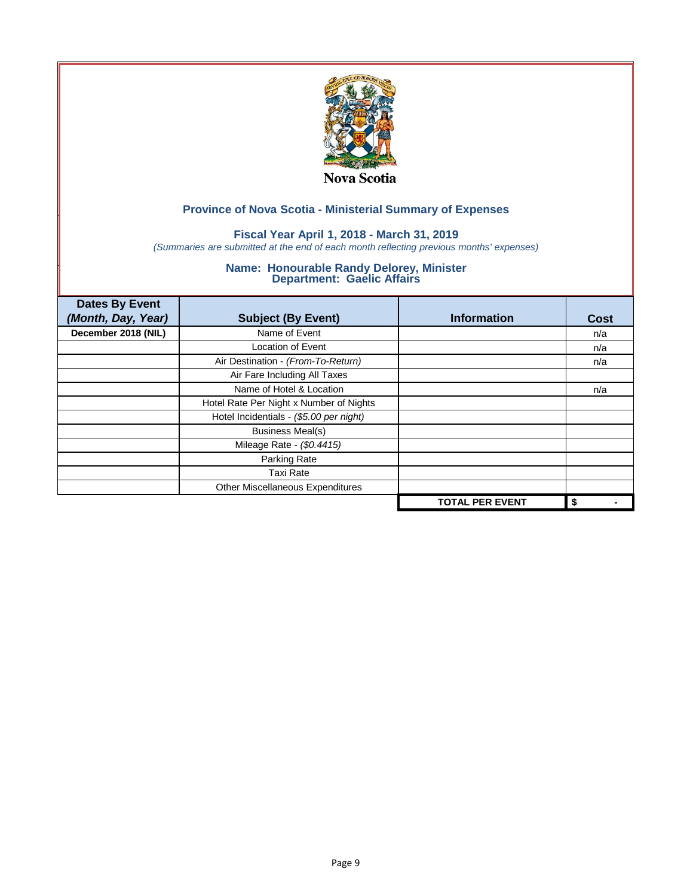Nova Scotia

## Province of Nova Scotia - Ministerial Summary of Expenses

### Fiscal Year April 1, 2018 - March 31, 2019

*(Summaries are submitted at the end of each month reflecting previous months' expenses)*

### Name: Honourable Randy Delorey, Minister
### Department: Gaelic Affairs

| Dates By Event *(Month, Day, Year)* | Subject (By Event) | Information | Cost |
|---|---|---|---|
| **December 2018 (NIL)** | Name of Event | | n/a |
| | Location of Event | | n/a |
| | Air Destination - *(From-To-Return)* | | n/a |
| | Air Fare Including All Taxes | | |
| | Name of Hotel & Location | | n/a |
| | Hotel Rate Per Night x Number of Nights | | |
| | Hotel Incidentials - *($5.00 per night)* | | |
| | Business Meal(s) | | |
| | Mileage Rate - *($0.4415)* | | |
| | Parking Rate | | |
| | Taxi Rate | | |
| | Other Miscellaneous Expenditures | | |
| | | **TOTAL PER EVENT** | **$ -** |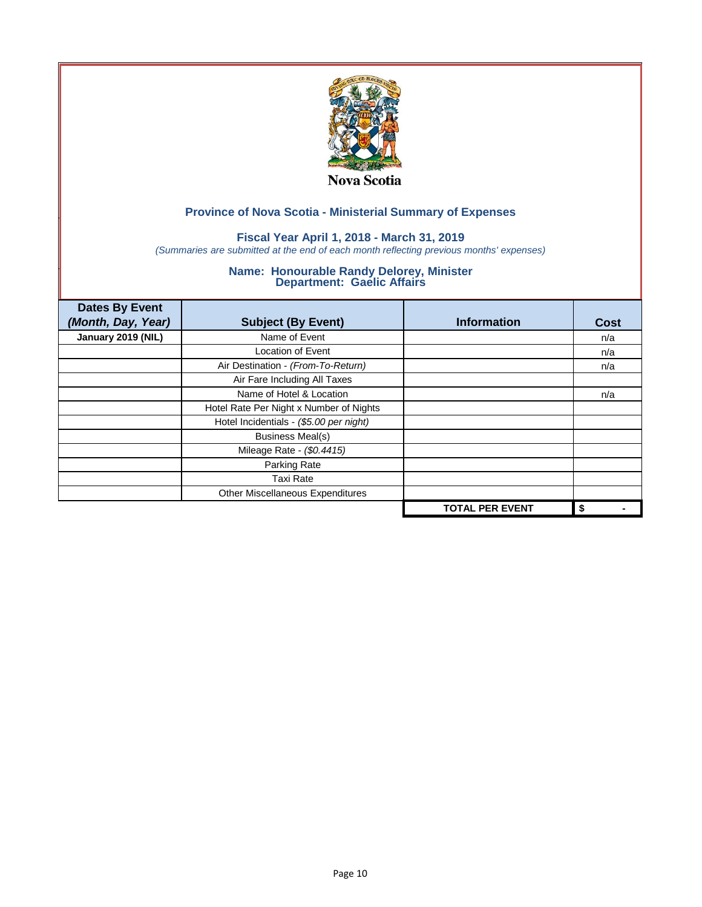Nova Scotia

## Province of Nova Scotia - Ministerial Summary of Expenses

### Fiscal Year April 1, 2018 - March 31, 2019

*(Summaries are submitted at the end of each month reflecting previous months' expenses)*

### Name: Honourable Randy Delorey, Minister
### Department: Gaelic Affairs

| Dates By Event *(Month, Day, Year)* | Subject (By Event) | Information | Cost |
|---|---|---|---|
| **January 2019 (NIL)** | Name of Event | | n/a |
| | Location of Event | | n/a |
| | Air Destination - *(From-To-Return)* | | n/a |
| | Air Fare Including All Taxes | | |
| | Name of Hotel & Location | | n/a |
| | Hotel Rate Per Night x Number of Nights | | |
| | Hotel Incidentials - *($5.00 per night)* | | |
| | Business Meal(s) | | |
| | Mileage Rate - *($0.4415)* | | |
| | Parking Rate | | |
| | Taxi Rate | | |
| | Other Miscellaneous Expenditures | | |
| | | **TOTAL PER EVENT** | **$ -** |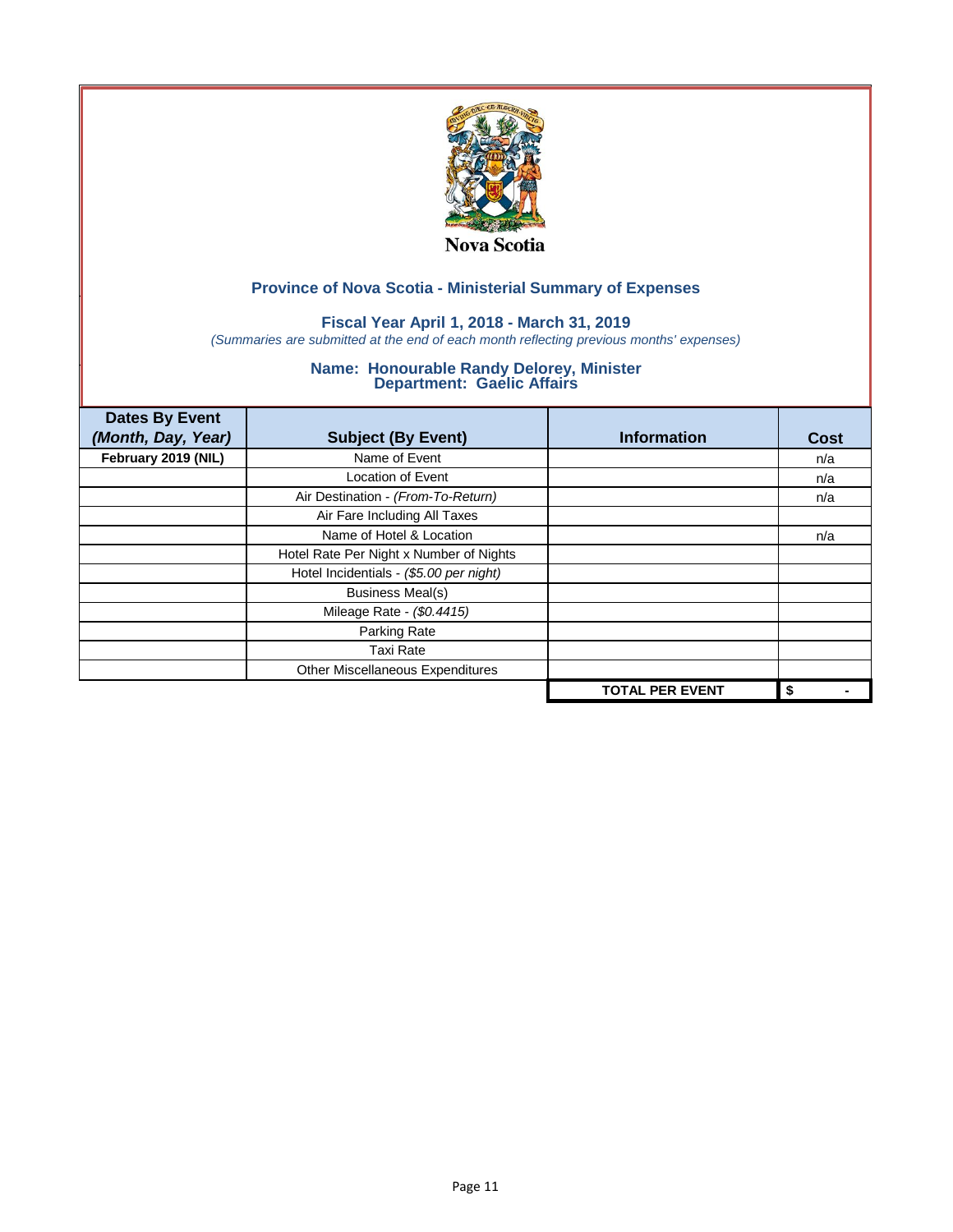Nova Scotia

## Province of Nova Scotia - Ministerial Summary of Expenses

### Fiscal Year April 1, 2018 - March 31, 2019

*(Summaries are submitted at the end of each month reflecting previous months' expenses)*

### Name: Honourable Randy Delorey, Minister
### Department: Gaelic Affairs

| Dates By Event *(Month, Day, Year)* | Subject (By Event) | Information | Cost |
|---|---|---|---|
| **February 2019 (NIL)** | Name of Event | | n/a |
| | Location of Event | | n/a |
| | Air Destination - *(From-To-Return)* | | n/a |
| | Air Fare Including All Taxes | | |
| | Name of Hotel & Location | | n/a |
| | Hotel Rate Per Night x Number of Nights | | |
| | Hotel Incidentials - *($5.00 per night)* | | |
| | Business Meal(s) | | |
| | Mileage Rate - *($0.4415)* | | |
| | Parking Rate | | |
| | Taxi Rate | | |
| | Other Miscellaneous Expenditures | | |
| | | **TOTAL PER EVENT** | **$ -** |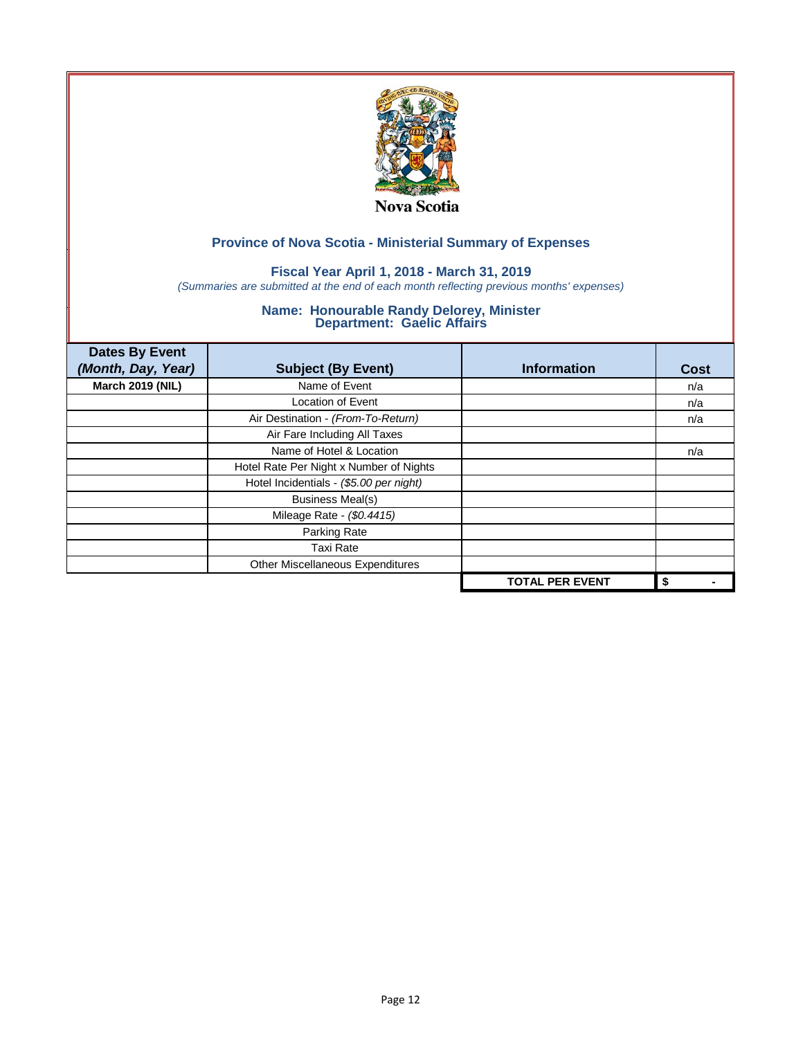Nova Scotia

## Province of Nova Scotia - Ministerial Summary of Expenses

### Fiscal Year April 1, 2018 - March 31, 2019

*(Summaries are submitted at the end of each month reflecting previous months' expenses)*

### Name: Honourable Randy Delorey, Minister
### Department: Gaelic Affairs

| Dates By Event *(Month, Day, Year)* | Subject (By Event) | Information | Cost |
|---|---|---|---|
| **March 2019 (NIL)** | Name of Event | | n/a |
| | Location of Event | | n/a |
| | Air Destination - *(From-To-Return)* | | n/a |
| | Air Fare Including All Taxes | | |
| | Name of Hotel & Location | | n/a |
| | Hotel Rate Per Night x Number of Nights | | |
| | Hotel Incidentials - *($5.00 per night)* | | |
| | Business Meal(s) | | |
| | Mileage Rate - *($0.4415)* | | |
| | Parking Rate | | |
| | Taxi Rate | | |
| | Other Miscellaneous Expenditures | | |
| | | **TOTAL PER EVENT** | **$ -** |